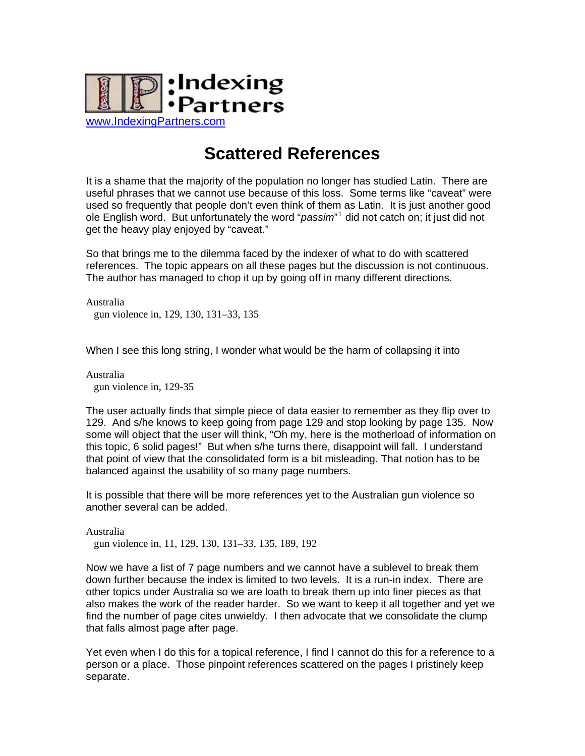:Indexing
•Partners

www.IndexingPartners.com

# Scattered References

It is a shame that the majority of the population no longer has studied Latin. There are useful phrases that we cannot use because of this loss. Some terms like “caveat” were used so frequently that people don’t even think of them as Latin. It is just another good ole English word. But unfortunately the word “*passim*”[1] did not catch on; it just did not get the heavy play enjoyed by “caveat.”

So that brings me to the dilemma faced by the indexer of what to do with scattered references. The topic appears on all these pages but the discussion is not continuous. The author has managed to chop it up by going off in many different directions.

Australia
  gun violence in, 129, 130, 131–33, 135

When I see this long string, I wonder what would be the harm of collapsing it into

Australia
  gun violence in, 129-35

The user actually finds that simple piece of data easier to remember as they flip over to 129. And s/he knows to keep going from page 129 and stop looking by page 135. Now some will object that the user will think, “Oh my, here is the motherload of information on this topic, 6 solid pages!” But when s/he turns there, disappoint will fall. I understand that point of view that the consolidated form is a bit misleading. That notion has to be balanced against the usability of so many page numbers.

It is possible that there will be more references yet to the Australian gun violence so another several can be added.

Australia
  gun violence in, 11, 129, 130, 131–33, 135, 189, 192

Now we have a list of 7 page numbers and we cannot have a sublevel to break them down further because the index is limited to two levels. It is a run-in index. There are other topics under Australia so we are loath to break them up into finer pieces as that also makes the work of the reader harder. So we want to keep it all together and yet we find the number of page cites unwieldy. I then advocate that we consolidate the clump that falls almost page after page.

Yet even when I do this for a topical reference, I find I cannot do this for a reference to a person or a place. Those pinpoint references scattered on the pages I pristinely keep separate.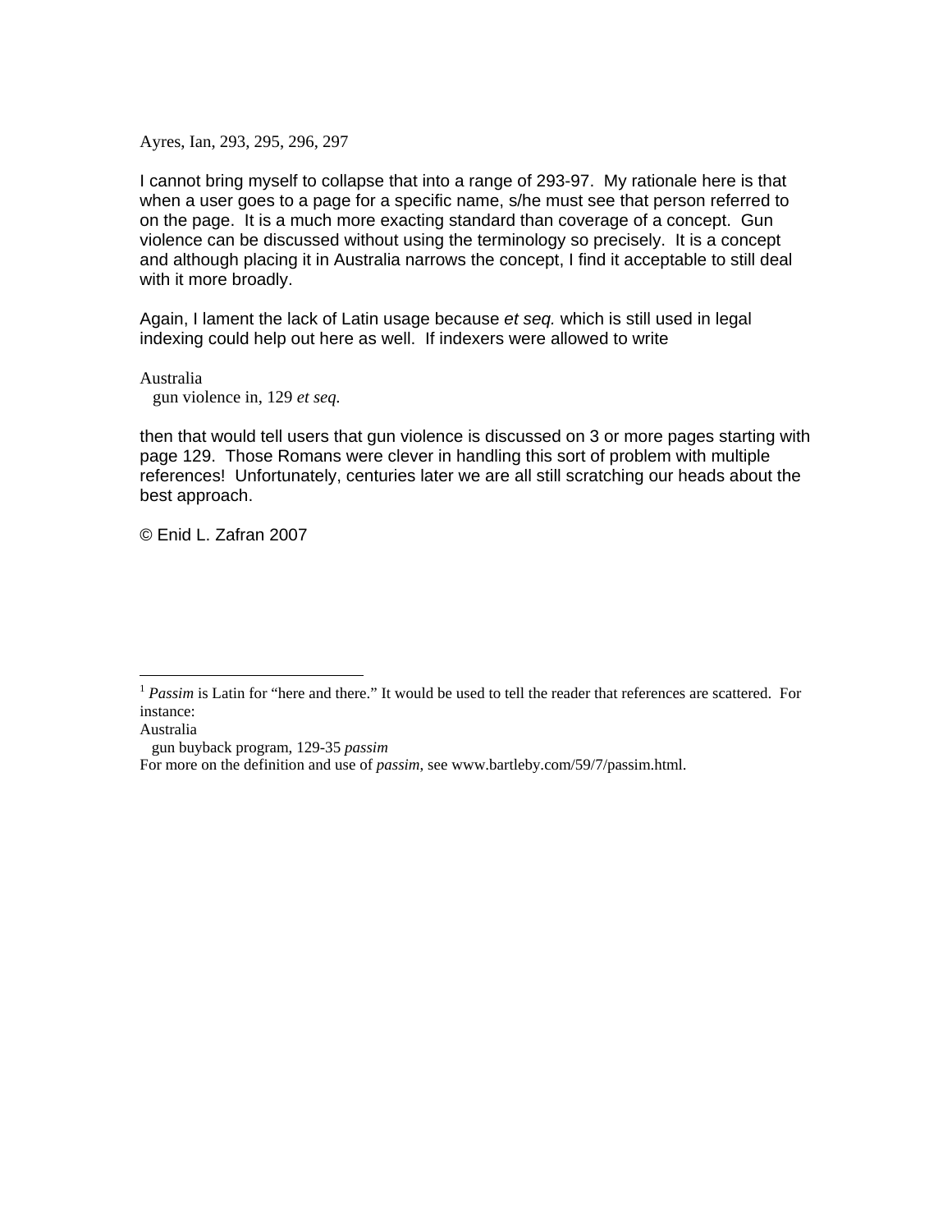Ayres, Ian, 293, 295, 296, 297

I cannot bring myself to collapse that into a range of 293-97. My rationale here is that when a user goes to a page for a specific name, s/he must see that person referred to on the page. It is a much more exacting standard than coverage of a concept. Gun violence can be discussed without using the terminology so precisely. It is a concept and although placing it in Australia narrows the concept, I find it acceptable to still deal with it more broadly.

Again, I lament the lack of Latin usage because *et seq.* which is still used in legal indexing could help out here as well. If indexers were allowed to write

Australia
  gun violence in, 129 *et seq.*

then that would tell users that gun violence is discussed on 3 or more pages starting with page 129. Those Romans were clever in handling this sort of problem with multiple references! Unfortunately, centuries later we are all still scratching our heads about the best approach.

© Enid L. Zafran 2007

---

[1] *Passim* is Latin for "here and there." It would be used to tell the reader that references are scattered. For instance:
Australia
  gun buyback program, 129-35 *passim*
For more on the definition and use of *passim*, see www.bartleby.com/59/7/passim.html.